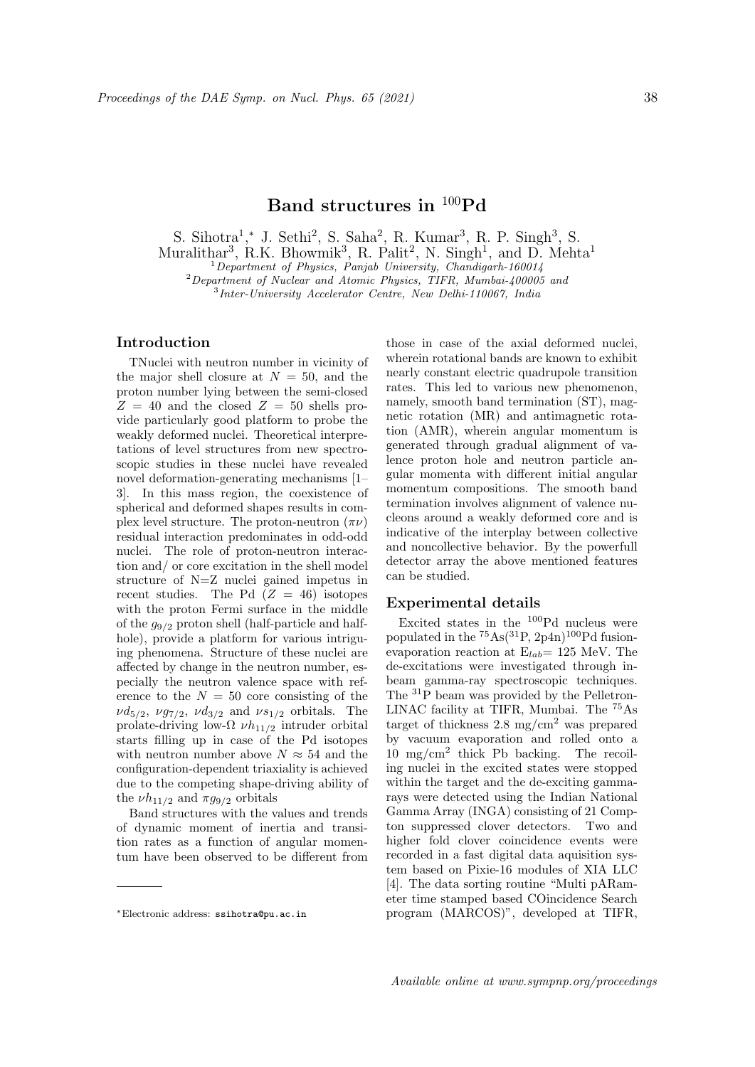# Band structures in $^{100}$Pd

S. Sihotra[1,*], J. Sethi[2], S. Saha[2], R. Kumar[3], R. P. Singh[3], S. Muralithar[3], R.K. Bhowmik[3], R. Palit[2], N. Singh[1], and D. Mehta[1]

[1] *Department of Physics, Panjab University, Chandigarh-160014*
[2] *Department of Nuclear and Atomic Physics, TIFR, Mumbai-400005 and*
[3] *Inter-University Accelerator Centre, New Delhi-110067, India*

## Introduction

TNuclei with neutron number in vicinity of the major shell closure at $N = 50$, and the proton number lying between the semi-closed $Z = 40$ and the closed $Z = 50$ shells provide particularly good platform to probe the weakly deformed nuclei. Theoretical interpretations of level structures from new spectroscopic studies in these nuclei have revealed novel deformation-generating mechanisms [1–3]. In this mass region, the coexistence of spherical and deformed shapes results in complex level structure. The proton-neutron ($\pi\nu$) residual interaction predominates in odd-odd nuclei. The role of proton-neutron interaction and/ or core excitation in the shell model structure of N=Z nuclei gained impetus in recent studies. The Pd ($Z = 46$) isotopes with the proton Fermi surface in the middle of the $g_{9/2}$ proton shell (half-particle and half-hole), provide a platform for various intriguing phenomena. Structure of these nuclei are affected by change in the neutron number, especially the neutron valence space with reference to the $N = 50$ core consisting of the $\nu d_{5/2}$, $\nu g_{7/2}$, $\nu d_{3/2}$ and $\nu s_{1/2}$ orbitals. The prolate-driving low-$\Omega$ $\nu h_{11/2}$ intruder orbital starts filling up in case of the Pd isotopes with neutron number above $N \approx 54$ and the configuration-dependent triaxiality is achieved due to the competing shape-driving ability of the $\nu h_{11/2}$ and $\pi g_{9/2}$ orbitals

Band structures with the values and trends of dynamic moment of inertia and transition rates as a function of angular momentum have been observed to be different from those in case of the axial deformed nuclei, wherein rotational bands are known to exhibit nearly constant electric quadrupole transition rates. This led to various new phenomenon, namely, smooth band termination (ST), magnetic rotation (MR) and antimagnetic rotation (AMR), wherein angular momentum is generated through gradual alignment of valence proton hole and neutron particle angular momenta with different initial angular momentum compositions. The smooth band termination involves alignment of valence nucleons around a weakly deformed core and is indicative of the interplay between collective and noncollective behavior. By the powerfull detector array the above mentioned features can be studied.

## Experimental details

Excited states in the $^{100}$Pd nucleus were populated in the $^{75}$As($^{31}$P, 2p4n)$^{100}$Pd fusion-evaporation reaction at $E_{lab}$= 125 MeV. The de-excitations were investigated through in-beam gamma-ray spectroscopic techniques. The $^{31}$P beam was provided by the Pelletron-LINAC facility at TIFR, Mumbai. The $^{75}$As target of thickness 2.8 mg/cm$^2$ was prepared by vacuum evaporation and rolled onto a 10 mg/cm$^2$ thick Pb backing. The recoiling nuclei in the excited states were stopped within the target and the de-exciting gamma-rays were detected using the Indian National Gamma Array (INGA) consisting of 21 Compton suppressed clover detectors. Two and higher fold clover coincidence events were recorded in a fast digital data aquisition system based on Pixie-16 modules of XIA LLC [4]. The data sorting routine "Multi pARameter time stamped based COincidence Search program (MARCOS)", developed at TIFR,

*Electronic address: ssihotra@pu.ac.in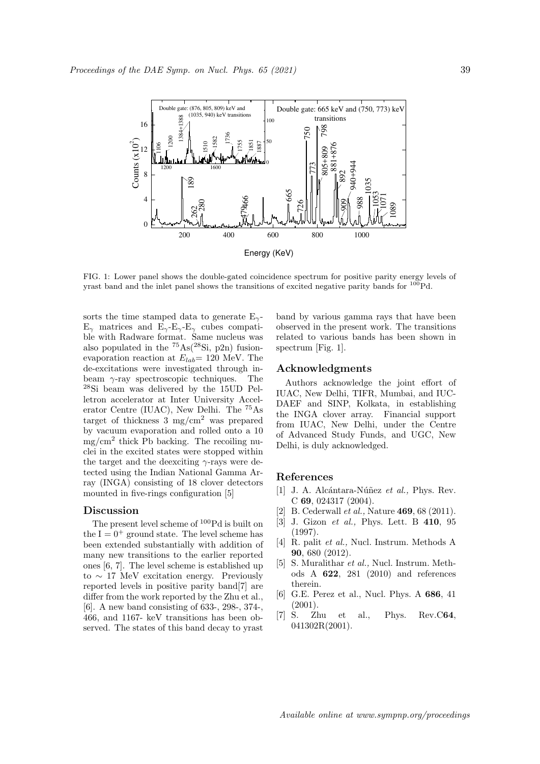Double gate: (876, 805, 809) keV and (1035, 940) keV transitions

Double gate: 665 keV and (750, 773) keV transitions

Counts (x10$^2$)

Energy (KeV)

1106 1200 1384+1388 1510 1582 1736 1755 1851 1887

189 262 280 479 466 665 726 750 773 798 805+809 881+876 892 909 940+944 988 1035 1053 1071 1089

FIG. 1: Lower panel shows the double-gated coincidence spectrum for positive parity energy levels of yrast band and the inlet panel shows the transitions of excited negative parity bands for $^{100}$Pd.

sorts the time stamped data to generate $E_\gamma$-$E_\gamma$ matrices and $E_\gamma$-$E_\gamma$-$E_\gamma$ cubes compatible with Radware format. Same nucleus was also populated in the $^{75}$As($^{28}$Si, p2n) fusion-evaporation reaction at $E_{lab}$= 120 MeV. The de-excitations were investigated through in-beam $\gamma$-ray spectroscopic techniques. The $^{28}$Si beam was delivered by the 15UD Pelletron accelerator at Inter University Accelerator Centre (IUAC), New Delhi. The $^{75}$As target of thickness 3 mg/cm$^2$ was prepared by vacuum evaporation and rolled onto a 10 mg/cm$^2$ thick Pb backing. The recoiling nuclei in the excited states were stopped within the target and the deexciting $\gamma$-rays were detected using the Indian National Gamma Array (INGA) consisting of 18 clover detectors mounted in five-rings configuration [5]

## Discussion

The present level scheme of $^{100}$Pd is built on the $I = 0^+$ ground state. The level scheme has been extended substantially with addition of many new transitions to the earlier reported ones [6, 7]. The level scheme is established up to $\sim$ 17 MeV excitation energy. Previously reported levels in positive parity band[7] are differ from the work reported by the Zhu et al., [6]. A new band consisting of 633-, 298-, 374-, 466, and 1167- keV transitions has been observed. The states of this band decay to yrast band by various gamma rays that have been observed in the present work. The transitions related to various bands has been shown in spectrum [Fig. 1].

## Acknowledgments

Authors acknowledge the joint effort of IUAC, New Delhi, TIFR, Mumbai, and IUC-DAEF and SINP, Kolkata, in establishing the INGA clover array. Financial support from IUAC, New Delhi, under the Centre of Advanced Study Funds, and UGC, New Delhi, is duly acknowledged.

## References

[1] J. A. Alcántara-Núñez *et al.,* Phys. Rev. C **69**, 024317 (2004).

[2] B. Cederwall *et al.,* Nature **469**, 68 (2011).

[3] J. Gizon *et al.,* Phys. Lett. B **410**, 95 (1997).

[4] R. palit *et al.,* Nucl. Instrum. Methods A **90**, 680 (2012).

[5] S. Muralithar *et al.,* Nucl. Instrum. Methods A **622**, 281 (2010) and references therein.

[6] G.E. Perez et al., Nucl. Phys. A **686**, 41 (2001).

[7] S. Zhu et al., Phys. Rev.C**64**, 041302R(2001).